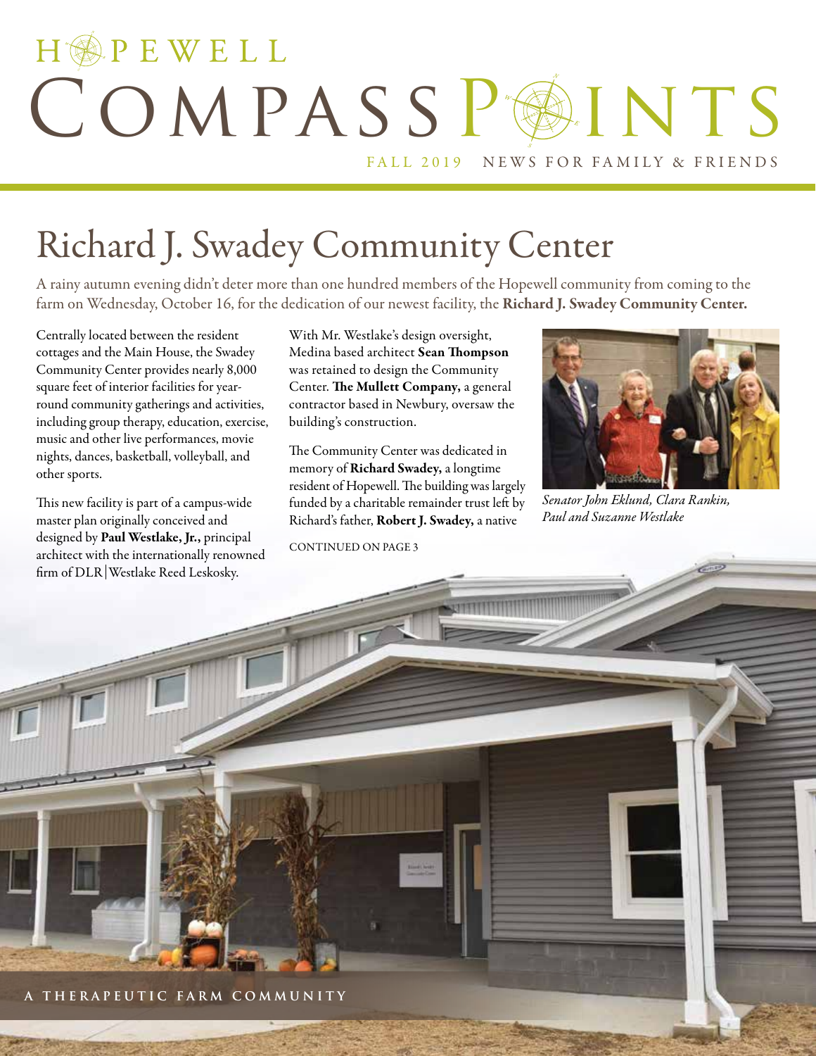# HOPEWELL COMPASS POINTS

FALL 2019 NEWS FOR FAMILY & FRIENDS

## Richard J. Swadey Community Center

A rainy autumn evening didn't deter more than one hundred members of the Hopewell community from coming to the farm on Wednesday, October 16, for the dedication of our newest facility, the **Richard J. Swadey Community Center.**

Centrally located between the resident cottages and the Main House, the Swadey Community Center provides nearly 8,000 square feet of interior facilities for year-round community gatherings and activities, including group therapy, education, exercise, music and other live performances, movie nights, dances, basketball, volleyball, and other sports.

This new facility is part of a campus-wide master plan originally conceived and designed by **Paul Westlake, Jr.,** principal architect with the internationally renowned firm of DLR|Westlake Reed Leskosky.

With Mr. Westlake's design oversight, Medina based architect **Sean Thompson** was retained to design the Community Center. **The Mullett Company,** a general contractor based in Newbury, oversaw the building's construction.

The Community Center was dedicated in memory of **Richard Swadey,** a longtime resident of Hopewell. The building was largely funded by a charitable remainder trust left by Richard's father, **Robert J. Swadey,** a native

CONTINUED ON PAGE 3

*Senator John Eklund, Clara Rankin, Paul and Suzanne Westlake*

A THERAPEUTIC FARM COMMUNITY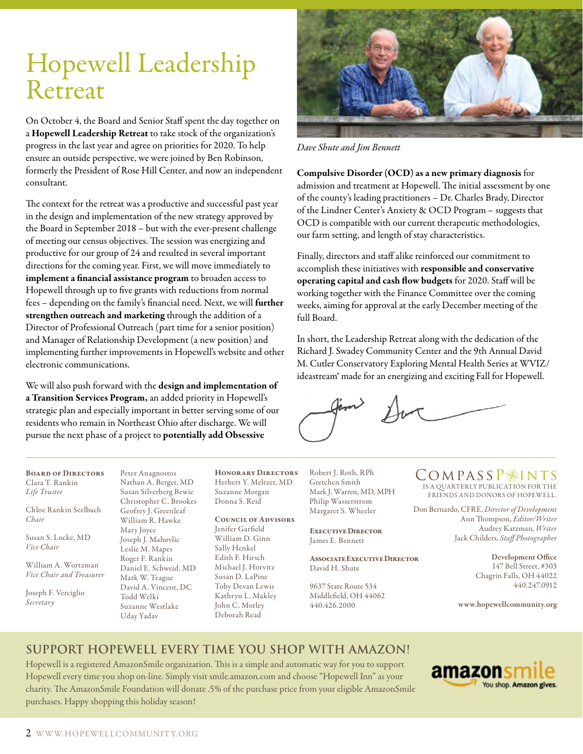# Hopewell Leadership Retreat

On October 4, the Board and Senior Staff spent the day together on a **Hopewell Leadership Retreat** to take stock of the organization's progress in the last year and agree on priorities for 2020. To help ensure an outside perspective, we were joined by Ben Robinson, formerly the President of Rose Hill Center, and now an independent consultant.

The context for the retreat was a productive and successful past year in the design and implementation of the new strategy approved by the Board in September 2018 – but with the ever-present challenge of meeting our census objectives. The session was energizing and productive for our group of 24 and resulted in several important directions for the coming year. First, we will move immediately to **implement a financial assistance program** to broaden access to Hopewell through up to five grants with reductions from normal fees – depending on the family's financial need. Next, we will **further strengthen outreach and marketing** through the addition of a Director of Professional Outreach (part time for a senior position) and Manager of Relationship Development (a new position) and implementing further improvements in Hopewell's website and other electronic communications.

We will also push forward with the **design and implementation of a Transition Services Program,** an added priority in Hopewell's strategic plan and especially important in better serving some of our residents who remain in Northeast Ohio after discharge. We will pursue the next phase of a project to **potentially add Obsessive Compulsive Disorder (OCD) as a new primary diagnosis** for admission and treatment at Hopewell. The initial assessment by one of the county's leading practitioners – Dr. Charles Brady, Director of the Lindner Center's Anxiety & OCD Program – suggests that OCD is compatible with our current therapeutic methodologies, our farm setting, and length of stay characteristics.

*Dave Shute and Jim Bennett*

Finally, directors and staff alike reinforced our commitment to accomplish these initiatives with **responsible and conservative operating capital and cash flow budgets** for 2020. Staff will be working together with the Finance Committee over the coming weeks, aiming for approval at the early December meeting of the full Board.

In short, the Leadership Retreat along with the dedication of the Richard J. Swadey Community Center and the 9th Annual David M. Cutler Conservatory Exploring Mental Health Series at WVIZ/ideastream® made for an energizing and exciting Fall for Hopewell.

Jim Dave

---

**Board of Directors**
Clara T. Rankin, *Life Trustee*
Chloe Rankin Seelbach, *Chair*
Susan S. Locke, MD, *Vice Chair*
William A. Wortzman, *Vice Chair and Treasurer*
Joseph F. Verciglio, *Secretary*

Peter Anagnostos
Nathan A. Berger, MD
Susan Silverberg Bewie
Christopher C. Brookes
Geoffrey J. Greenleaf
William R. Hawke
Mary Joyce
Joseph J. Mahovlic
Leslie M. Mapes
Roger F. Rankin
Daniel E. Schweid, MD
Mark W. Teague
David A. Vincent, DC
Todd Welki
Suzanne Westlake
Uday Yadav

**Honorary Directors**
Herbert Y. Meltzer, MD
Suzanne Morgan
Donna S. Reid

**Council of Advisors**
Jenifer Garfield
William D. Ginn
Sally Henkel
Edith F. Hirsch
Michael J. Horvitz
Susan D. LaPine
Toby Devan Lewis
Kathryn L. Makley
John C. Morley
Deborah Read
Robert J. Roth, RPh
Gretchen Smith
Mark J. Warren, MD, MPH
Philip Wasserstrom
Margaret S. Wheeler

**Executive Director**
James E. Bennett

**Associate Executive Director**
David H. Shute

9637 State Route 534
Middlefield, OH 44062
440.426.2000

**CompassPoints** is a quarterly publication for the friends and donors of Hopewell.

Don Bernardo, CFRE, *Director of Development*
Ann Thompson, *Editor/Writer*
Audrey Katzman, *Writer*
Jack Childers, *Staff Photographer*

**Development Office**
147 Bell Street, #303
Chagrin Falls, OH 44022
440.247.0912

**www.hopewellcommunity.org**

## SUPPORT HOPEWELL EVERY TIME YOU SHOP WITH AMAZON!

Hopewell is a registered AmazonSmile organization. This is a simple and automatic way for you to support Hopewell every time you shop on-line. Simply visit smile.amazon.com and choose "Hopewell Inn" as your charity. The AmazonSmile Foundation will donate .5% of the purchase price from your eligible AmazonSmile purchases. Happy shopping this holiday season!

amazonsmile — You shop. Amazon gives.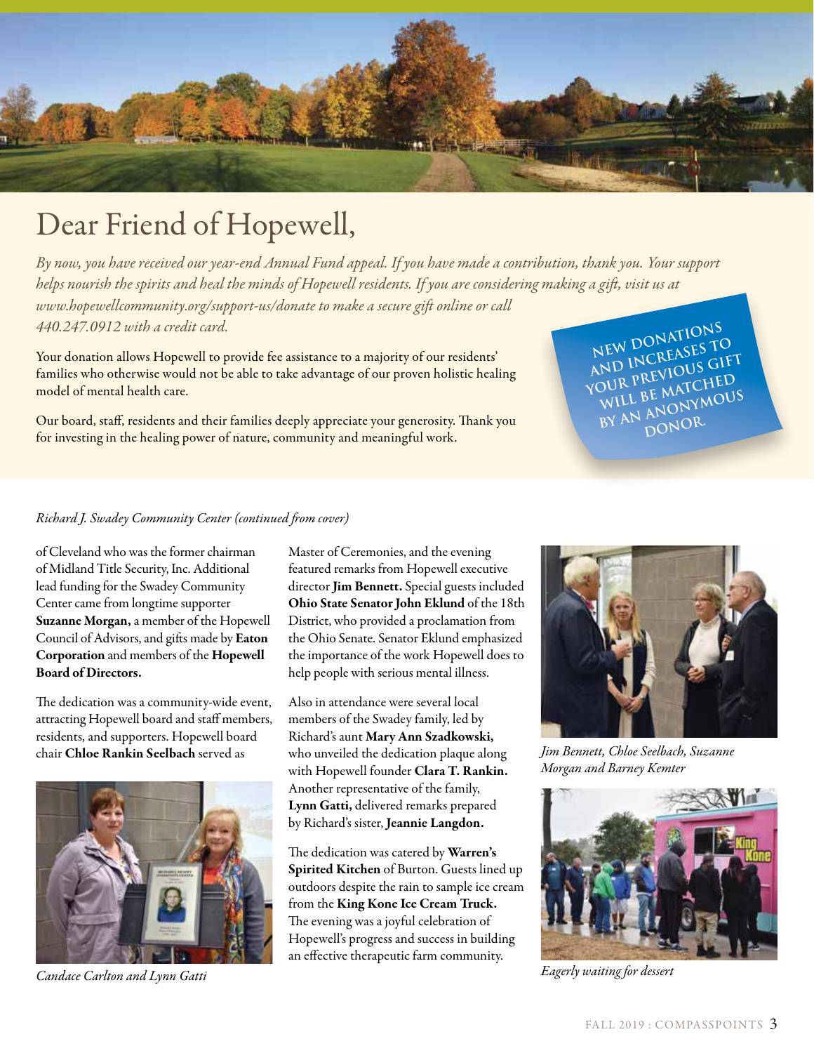# Dear Friend of Hopewell,

*By now, you have received our year-end Annual Fund appeal. If you have made a contribution, thank you. Your support helps nourish the spirits and heal the minds of Hopewell residents. If you are considering making a gift, visit us at www.hopewellcommunity.org/support-us/donate to make a secure gift online or call 440.247.0912 with a credit card.*

Your donation allows Hopewell to provide fee assistance to a majority of our residents' families who otherwise would not be able to take advantage of our proven holistic healing model of mental health care.

Our board, staff, residents and their families deeply appreciate your generosity. Thank you for investing in the healing power of nature, community and meaningful work.

**NEW DONATIONS AND INCREASES TO YOUR PREVIOUS GIFT WILL BE MATCHED BY AN ANONYMOUS DONOR.**

*Richard J. Swadey Community Center (continued from cover)*

of Cleveland who was the former chairman of Midland Title Security, Inc. Additional lead funding for the Swadey Community Center came from longtime supporter **Suzanne Morgan,** a member of the Hopewell Council of Advisors, and gifts made by **Eaton Corporation** and members of the **Hopewell Board of Directors.**

The dedication was a community-wide event, attracting Hopewell board and staff members, residents, and supporters. Hopewell board chair **Chloe Rankin Seelbach** served as Master of Ceremonies, and the evening featured remarks from Hopewell executive director **Jim Bennett.** Special guests included **Ohio State Senator John Eklund** of the 18th District, who provided a proclamation from the Ohio Senate. Senator Eklund emphasized the importance of the work Hopewell does to help people with serious mental illness.

Also in attendance were several local members of the Swadey family, led by Richard's aunt **Mary Ann Szadkowski,** who unveiled the dedication plaque along with Hopewell founder **Clara T. Rankin.** Another representative of the family, **Lynn Gatti,** delivered remarks prepared by Richard's sister, **Jeannie Langdon.**

The dedication was catered by **Warren's Spirited Kitchen** of Burton. Guests lined up outdoors despite the rain to sample ice cream from the **King Kone Ice Cream Truck.** The evening was a joyful celebration of Hopewell's progress and success in building an effective therapeutic farm community.

*Candace Carlton and Lynn Gatti*

*Jim Bennett, Chloe Seelbach, Suzanne Morgan and Barney Kemter*

*Eagerly waiting for dessert*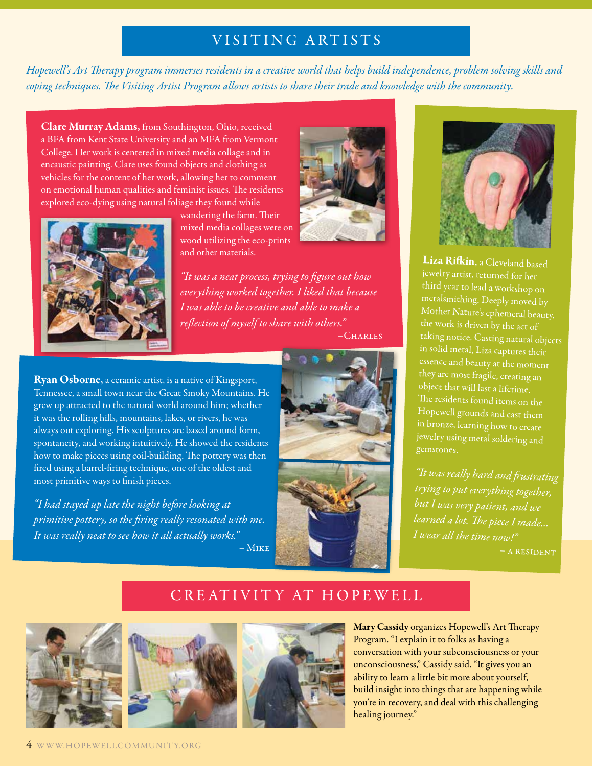## VISITING ARTISTS

*Hopewell's Art Therapy program immerses residents in a creative world that helps build independence, problem solving skills and coping techniques. The Visiting Artist Program allows artists to share their trade and knowledge with the community.*

**Clare Murray Adams,** from Southington, Ohio, received a BFA from Kent State University and an MFA from Vermont College. Her work is centered in mixed media collage and in encaustic painting. Clare uses found objects and clothing as vehicles for the content of her work, allowing her to comment on emotional human qualities and feminist issues. The residents explored eco-dying using natural foliage they found while wandering the farm. Their mixed media collages were on wood utilizing the eco-prints and other materials.

*"It was a neat process, trying to figure out how everything worked together. I liked that because I was able to be creative and able to make a reflection of myself to share with others."*

–Charles

**Ryan Osborne,** a ceramic artist, is a native of Kingsport, Tennessee, a small town near the Great Smoky Mountains. He grew up attracted to the natural world around him; whether it was the rolling hills, mountains, lakes, or rivers, he was always out exploring. His sculptures are based around form, spontaneity, and working intuitively. He showed the residents how to make pieces using coil-building. The pottery was then fired using a barrel-firing technique, one of the oldest and most primitive ways to finish pieces.

*"I had stayed up late the night before looking at primitive pottery, so the firing really resonated with me. It was really neat to see how it all actually works."*

– Mike

**Liza Rifkin,** a Cleveland based jewelry artist, returned for her third year to lead a workshop on metalsmithing. Deeply moved by Mother Nature's ephemeral beauty, the work is driven by the act of taking notice. Casting natural objects in solid metal, Liza captures their essence and beauty at the moment they are most fragile, creating an object that will last a lifetime. The residents found items on the Hopewell grounds and cast them in bronze, learning how to create jewelry using metal soldering and gemstones.

*"It was really hard and frustrating trying to put everything together, but I was very patient, and we learned a lot. The piece I made... I wear all the time now!"*

– A Resident

## CREATIVITY AT HOPEWELL

**Mary Cassidy** organizes Hopewell's Art Therapy Program. "I explain it to folks as having a conversation with your subconsciousness or your unconsciousness," Cassidy said. "It gives you an ability to learn a little bit more about yourself, build insight into things that are happening while you're in recovery, and deal with this challenging healing journey."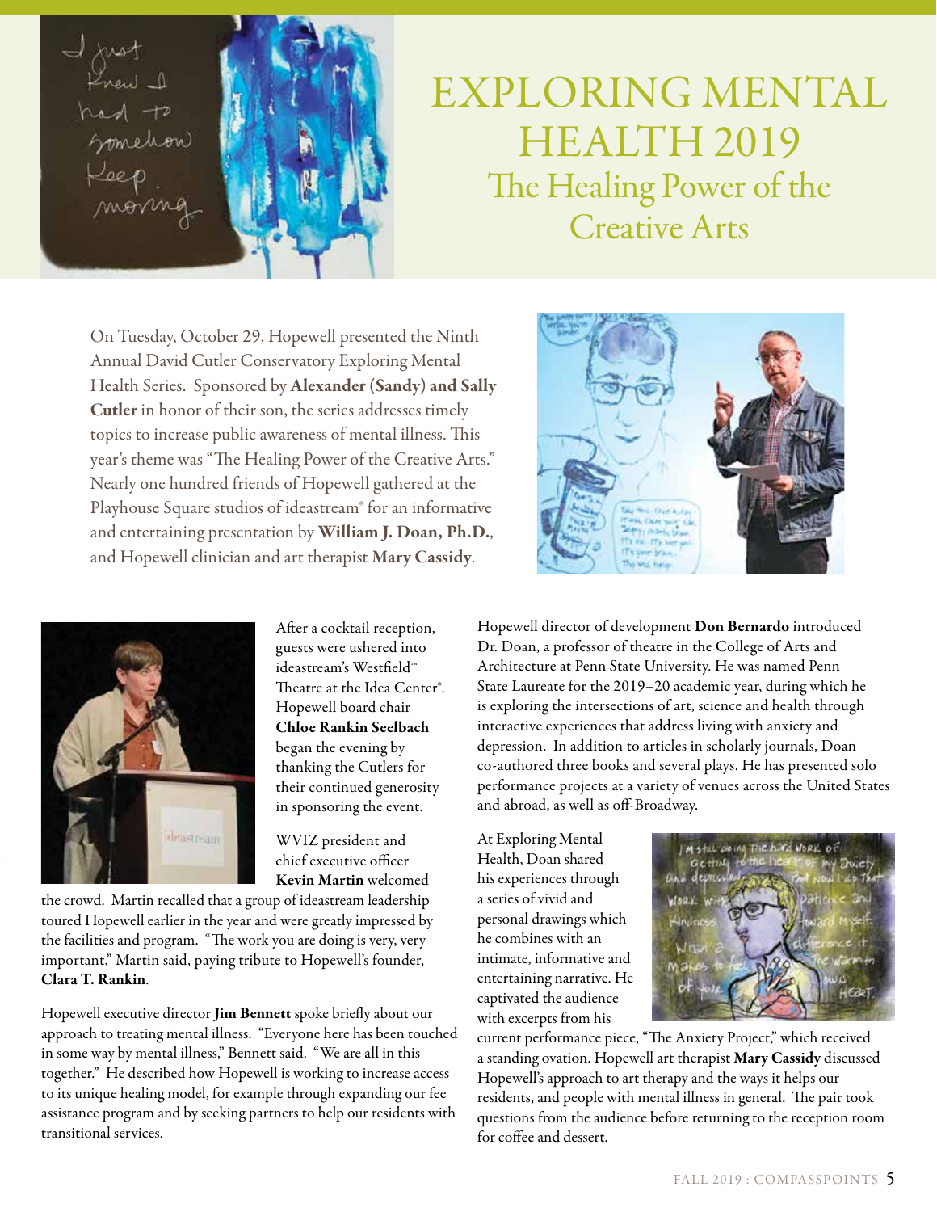# EXPLORING MENTAL HEALTH 2019

## The Healing Power of the Creative Arts

On Tuesday, October 29, Hopewell presented the Ninth Annual David Cutler Conservatory Exploring Mental Health Series. Sponsored by **Alexander (Sandy) and Sally Cutler** in honor of their son, the series addresses timely topics to increase public awareness of mental illness. This year's theme was "The Healing Power of the Creative Arts." Nearly one hundred friends of Hopewell gathered at the Playhouse Square studios of ideastream® for an informative and entertaining presentation by **William J. Doan, Ph.D.**, and Hopewell clinician and art therapist **Mary Cassidy**.

After a cocktail reception, guests were ushered into ideastream's Westfield™ Theatre at the Idea Center®. Hopewell board chair **Chloe Rankin Seelbach** began the evening by thanking the Cutlers for their continued generosity in sponsoring the event.

WVIZ president and chief executive officer **Kevin Martin** welcomed the crowd. Martin recalled that a group of ideastream leadership toured Hopewell earlier in the year and were greatly impressed by the facilities and program. "The work you are doing is very, very important," Martin said, paying tribute to Hopewell's founder, **Clara T. Rankin**.

Hopewell executive director **Jim Bennett** spoke briefly about our approach to treating mental illness. "Everyone here has been touched in some way by mental illness," Bennett said. "We are all in this together." He described how Hopewell is working to increase access to its unique healing model, for example through expanding our fee assistance program and by seeking partners to help our residents with transitional services.

Hopewell director of development **Don Bernardo** introduced Dr. Doan, a professor of theatre in the College of Arts and Architecture at Penn State University. He was named Penn State Laureate for the 2019–20 academic year, during which he is exploring the intersections of art, science and health through interactive experiences that address living with anxiety and depression. In addition to articles in scholarly journals, Doan co-authored three books and several plays. He has presented solo performance projects at a variety of venues across the United States and abroad, as well as off-Broadway.

At Exploring Mental Health, Doan shared his experiences through a series of vivid and personal drawings which he combines with an intimate, informative and entertaining narrative. He captivated the audience with excerpts from his current performance piece, "The Anxiety Project," which received a standing ovation. Hopewell art therapist **Mary Cassidy** discussed Hopewell's approach to art therapy and the ways it helps our residents, and people with mental illness in general. The pair took questions from the audience before returning to the reception room for coffee and dessert.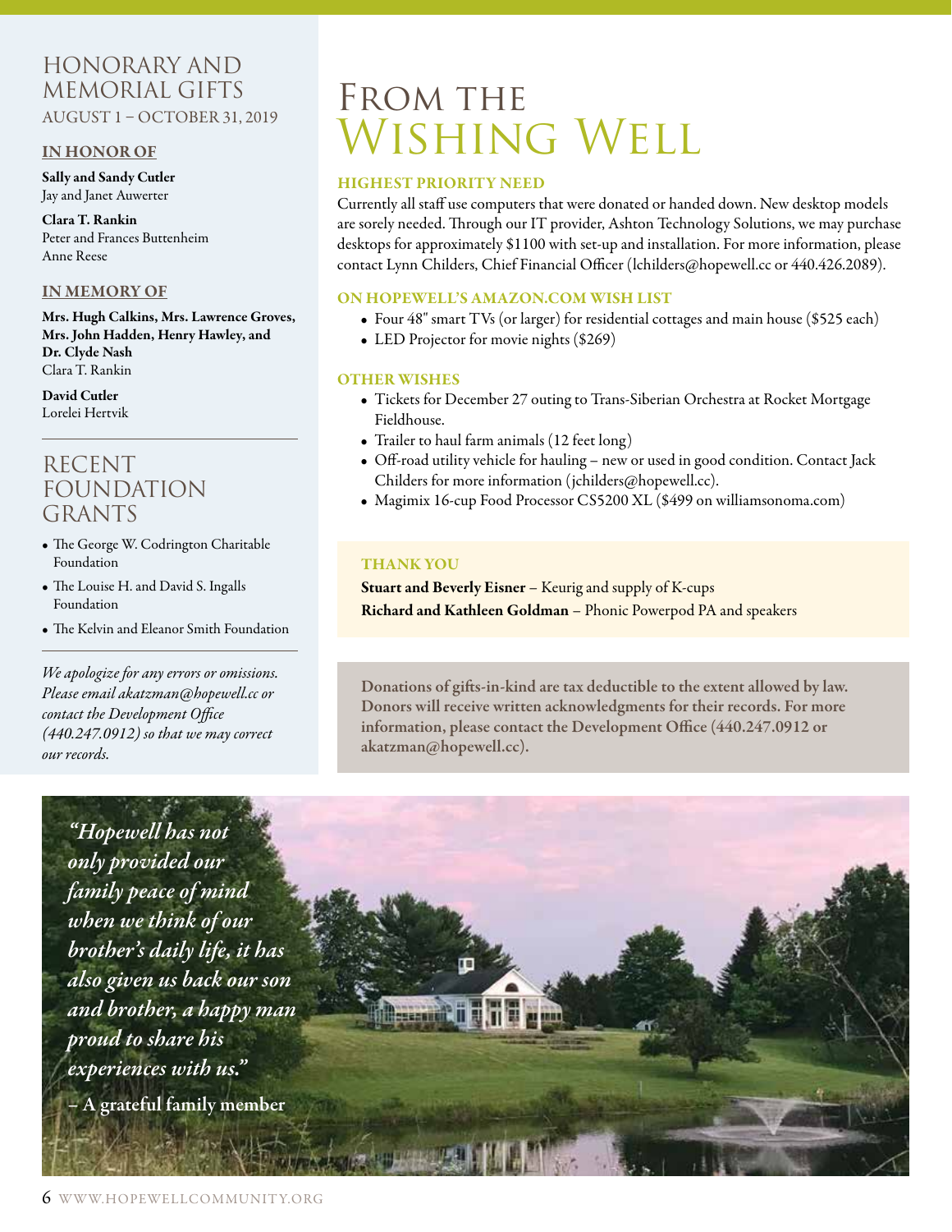## HONORARY AND MEMORIAL GIFTS

AUGUST 1 – OCTOBER 31, 2019

### IN HONOR OF

**Sally and Sandy Cutler**
Jay and Janet Auwerter

**Clara T. Rankin**
Peter and Frances Buttenheim
Anne Reese

### IN MEMORY OF

**Mrs. Hugh Calkins, Mrs. Lawrence Groves, Mrs. John Hadden, Henry Hawley, and Dr. Clyde Nash**
Clara T. Rankin

**David Cutler**
Lorelei Hertvik

## RECENT FOUNDATION GRANTS

- The George W. Codrington Charitable Foundation
- The Louise H. and David S. Ingalls Foundation
- The Kelvin and Eleanor Smith Foundation

*We apologize for any errors or omissions. Please email akatzman@hopewell.cc or contact the Development Office (440.247.0912) so that we may correct our records.*

# From the Wishing Well

### HIGHEST PRIORITY NEED

Currently all staff use computers that were donated or handed down. New desktop models are sorely needed. Through our IT provider, Ashton Technology Solutions, we may purchase desktops for approximately $1100 with set-up and installation. For more information, please contact Lynn Childers, Chief Financial Officer (lchilders@hopewell.cc or 440.426.2089).

### ON HOPEWELL'S AMAZON.COM WISH LIST

- Four 48" smart TVs (or larger) for residential cottages and main house ($525 each)
- LED Projector for movie nights ($269)

### OTHER WISHES

- Tickets for December 27 outing to Trans-Siberian Orchestra at Rocket Mortgage Fieldhouse.
- Trailer to haul farm animals (12 feet long)
- Off-road utility vehicle for hauling – new or used in good condition. Contact Jack Childers for more information (jchilders@hopewell.cc).
- Magimix 16-cup Food Processor CS5200 XL ($499 on williamsonoma.com)

### THANK YOU

**Stuart and Beverly Eisner** – Keurig and supply of K-cups
**Richard and Kathleen Goldman** – Phonic Powerpod PA and speakers

**Donations of gifts-in-kind are tax deductible to the extent allowed by law. Donors will receive written acknowledgments for their records. For more information, please contact the Development Office (440.247.0912 or akatzman@hopewell.cc).**

***"Hopewell has not only provided our family peace of mind when we think of our brother's daily life, it has also given us back our son and brother, a happy man proud to share his experiences with us."***

**– A grateful family member**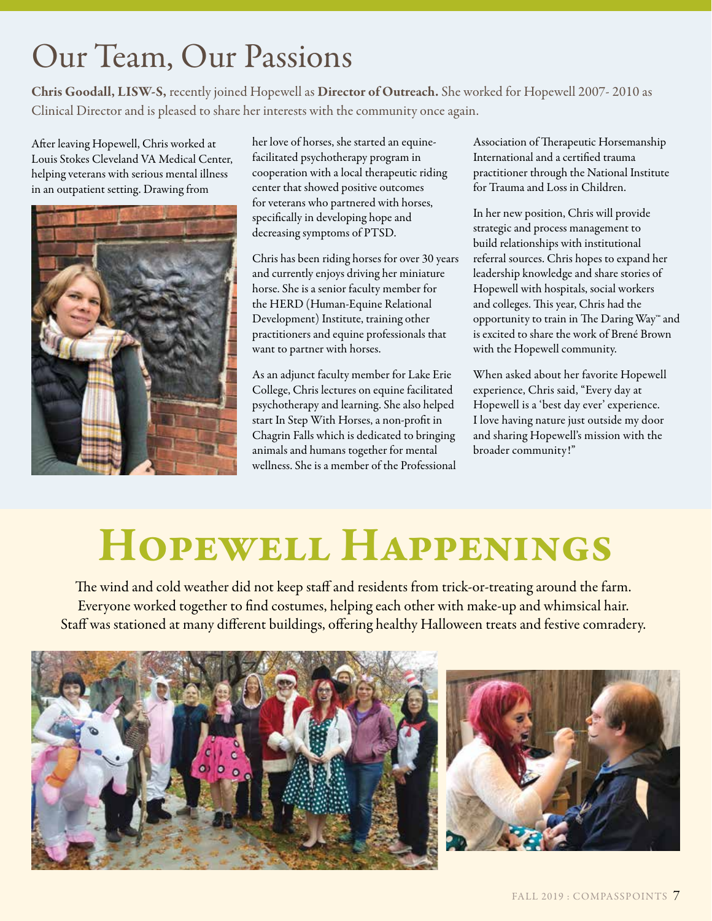# Our Team, Our Passions

**Chris Goodall, LISW-S,** recently joined Hopewell as **Director of Outreach.** She worked for Hopewell 2007- 2010 as Clinical Director and is pleased to share her interests with the community once again.

After leaving Hopewell, Chris worked at Louis Stokes Cleveland VA Medical Center, helping veterans with serious mental illness in an outpatient setting. Drawing from her love of horses, she started an equine-facilitated psychotherapy program in cooperation with a local therapeutic riding center that showed positive outcomes for veterans who partnered with horses, specifically in developing hope and decreasing symptoms of PTSD.

Chris has been riding horses for over 30 years and currently enjoys driving her miniature horse. She is a senior faculty member for the HERD (Human-Equine Relational Development) Institute, training other practitioners and equine professionals that want to partner with horses.

As an adjunct faculty member for Lake Erie College, Chris lectures on equine facilitated psychotherapy and learning. She also helped start In Step With Horses, a non-profit in Chagrin Falls which is dedicated to bringing animals and humans together for mental wellness. She is a member of the Professional Association of Therapeutic Horsemanship International and a certified trauma practitioner through the National Institute for Trauma and Loss in Children.

In her new position, Chris will provide strategic and process management to build relationships with institutional referral sources. Chris hopes to expand her leadership knowledge and share stories of Hopewell with hospitals, social workers and colleges. This year, Chris had the opportunity to train in The Daring Way™ and is excited to share the work of Brené Brown with the Hopewell community.

When asked about her favorite Hopewell experience, Chris said, "Every day at Hopewell is a 'best day ever' experience. I love having nature just outside my door and sharing Hopewell's mission with the broader community!"

# Hopewell Happenings

The wind and cold weather did not keep staff and residents from trick-or-treating around the farm. Everyone worked together to find costumes, helping each other with make-up and whimsical hair. Staff was stationed at many different buildings, offering healthy Halloween treats and festive comradery.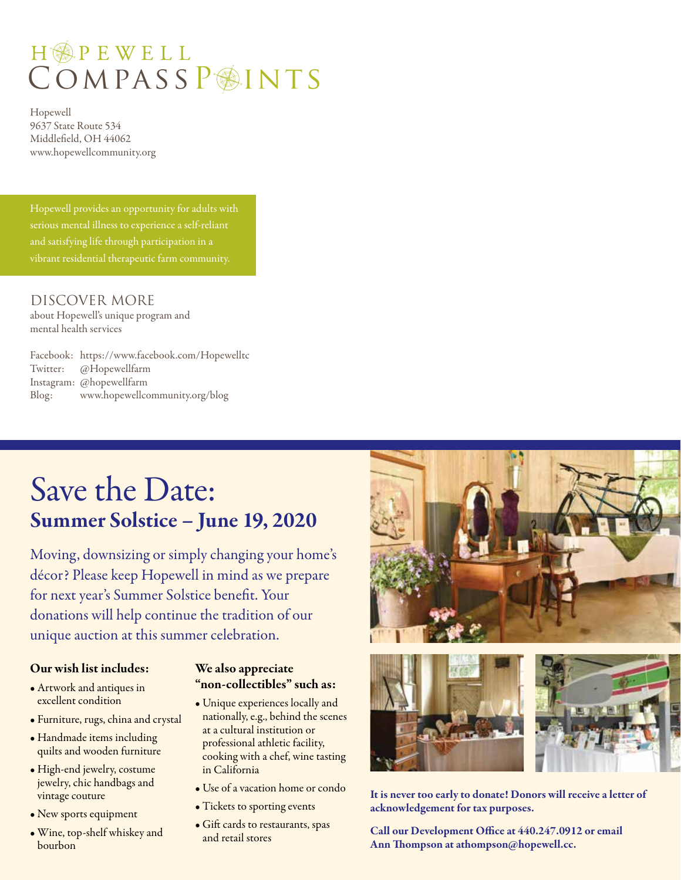# HOPEWELL COMPASS POINTS

Hopewell
9637 State Route 534
Middlefield, OH 44062
www.hopewellcommunity.org

Hopewell provides an opportunity for adults with serious mental illness to experience a self-reliant and satisfying life through participation in a vibrant residential therapeutic farm community.

## DISCOVER MORE

about Hopewell's unique program and mental health services

Facebook: https://www.facebook.com/Hopewelltc
Twitter: @Hopewellfarm
Instagram: @hopewellfarm
Blog: www.hopewellcommunity.org/blog

# Save the Date:

## Summer Solstice – June 19, 2020

Moving, downsizing or simply changing your home's décor? Please keep Hopewell in mind as we prepare for next year's Summer Solstice benefit. Your donations will help continue the tradition of our unique auction at this summer celebration.

### Our wish list includes:

- Artwork and antiques in excellent condition
- Furniture, rugs, china and crystal
- Handmade items including quilts and wooden furniture
- High-end jewelry, costume jewelry, chic handbags and vintage couture
- New sports equipment
- Wine, top-shelf whiskey and bourbon

### We also appreciate "non-collectibles" such as:

- Unique experiences locally and nationally, e.g., behind the scenes at a cultural institution or professional athletic facility, cooking with a chef, wine tasting in California
- Use of a vacation home or condo
- Tickets to sporting events
- Gift cards to restaurants, spas and retail stores

**It is never too early to donate! Donors will receive a letter of acknowledgement for tax purposes.**

**Call our Development Office at 440.247.0912 or email Ann Thompson at athompson@hopewell.cc.**